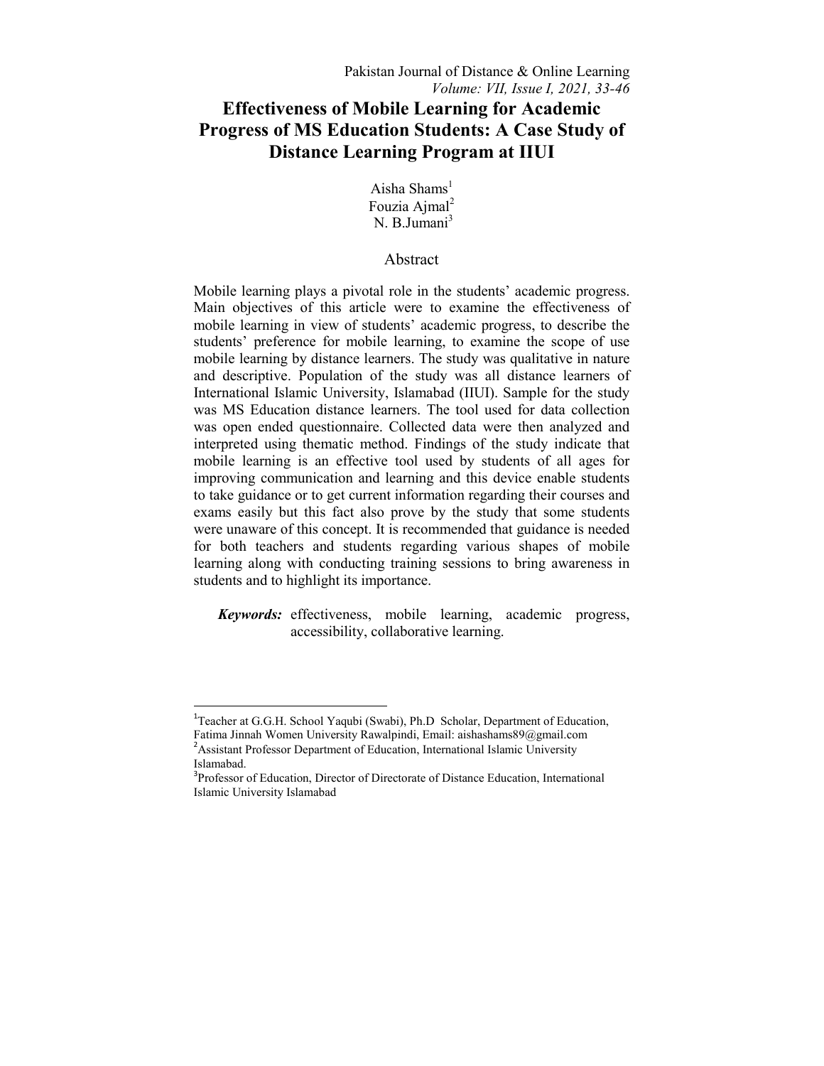# Effectiveness of Mobile Learning for Academic Progress of MS Education Students: A Case Study of Distance Learning Program at IIUI

Aisha Shams[1]
Fouzia Ajmal[2]
N. B.Jumani[3]

## Abstract

Mobile learning plays a pivotal role in the students' academic progress. Main objectives of this article were to examine the effectiveness of mobile learning in view of students' academic progress, to describe the students' preference for mobile learning, to examine the scope of use mobile learning by distance learners. The study was qualitative in nature and descriptive. Population of the study was all distance learners of International Islamic University, Islamabad (IIUI). Sample for the study was MS Education distance learners. The tool used for data collection was open ended questionnaire. Collected data were then analyzed and interpreted using thematic method. Findings of the study indicate that mobile learning is an effective tool used by students of all ages for improving communication and learning and this device enable students to take guidance or to get current information regarding their courses and exams easily but this fact also prove by the study that some students were unaware of this concept. It is recommended that guidance is needed for both teachers and students regarding various shapes of mobile learning along with conducting training sessions to bring awareness in students and to highlight its importance.

***Keywords:*** effectiveness, mobile learning, academic progress, accessibility, collaborative learning.

---

[1]Teacher at G.G.H. School Yaqubi (Swabi), Ph.D Scholar, Department of Education, Fatima Jinnah Women University Rawalpindi, Email: aishashams89@gmail.com

[2]Assistant Professor Department of Education, International Islamic University Islamabad.

[3]Professor of Education, Director of Directorate of Distance Education, International Islamic University Islamabad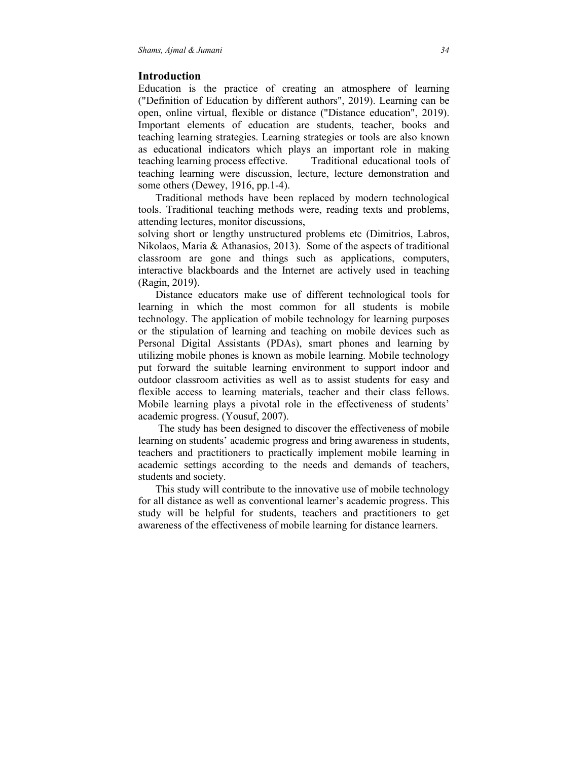## Introduction

Education is the practice of creating an atmosphere of learning ("Definition of Education by different authors", 2019). Learning can be open, online virtual, flexible or distance ("Distance education", 2019). Important elements of education are students, teacher, books and teaching learning strategies. Learning strategies or tools are also known as educational indicators which plays an important role in making teaching learning process effective. Traditional educational tools of teaching learning were discussion, lecture, lecture demonstration and some others (Dewey, 1916, pp.1-4).

Traditional methods have been replaced by modern technological tools. Traditional teaching methods were, reading texts and problems, attending lectures, monitor discussions, solving short or lengthy unstructured problems etc (Dimitrios, Labros, Nikolaos, Maria & Athanasios, 2013). Some of the aspects of traditional classroom are gone and things such as applications, computers, interactive blackboards and the Internet are actively used in teaching (Ragin, 2019).

Distance educators make use of different technological tools for learning in which the most common for all students is mobile technology. The application of mobile technology for learning purposes or the stipulation of learning and teaching on mobile devices such as Personal Digital Assistants (PDAs), smart phones and learning by utilizing mobile phones is known as mobile learning. Mobile technology put forward the suitable learning environment to support indoor and outdoor classroom activities as well as to assist students for easy and flexible access to learning materials, teacher and their class fellows. Mobile learning plays a pivotal role in the effectiveness of students' academic progress. (Yousuf, 2007).

The study has been designed to discover the effectiveness of mobile learning on students' academic progress and bring awareness in students, teachers and practitioners to practically implement mobile learning in academic settings according to the needs and demands of teachers, students and society.

This study will contribute to the innovative use of mobile technology for all distance as well as conventional learner's academic progress. This study will be helpful for students, teachers and practitioners to get awareness of the effectiveness of mobile learning for distance learners.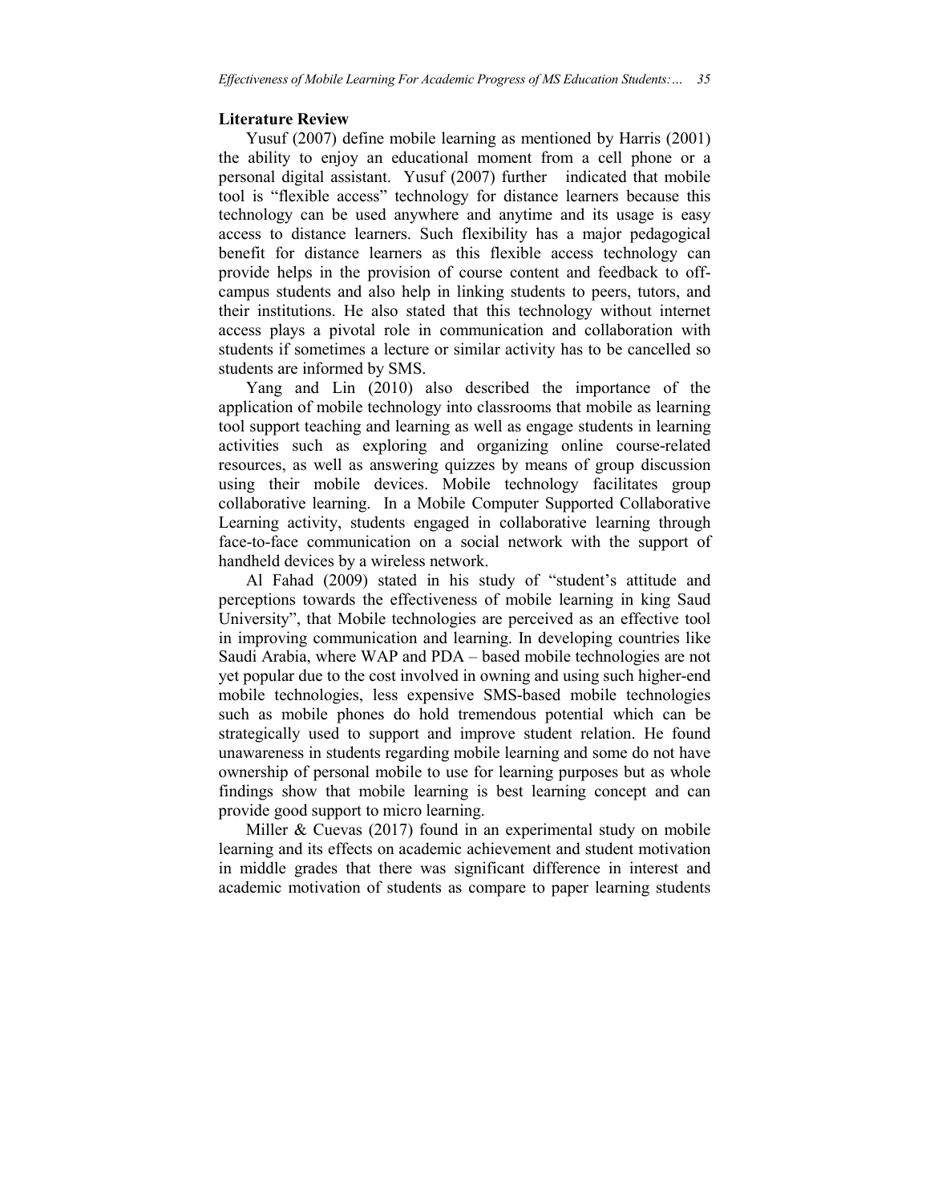## Literature Review

Yusuf (2007) define mobile learning as mentioned by Harris (2001) the ability to enjoy an educational moment from a cell phone or a personal digital assistant. Yusuf (2007) further indicated that mobile tool is "flexible access" technology for distance learners because this technology can be used anywhere and anytime and its usage is easy access to distance learners. Such flexibility has a major pedagogical benefit for distance learners as this flexible access technology can provide helps in the provision of course content and feedback to off-campus students and also help in linking students to peers, tutors, and their institutions. He also stated that this technology without internet access plays a pivotal role in communication and collaboration with students if sometimes a lecture or similar activity has to be cancelled so students are informed by SMS.

Yang and Lin (2010) also described the importance of the application of mobile technology into classrooms that mobile as learning tool support teaching and learning as well as engage students in learning activities such as exploring and organizing online course-related resources, as well as answering quizzes by means of group discussion using their mobile devices. Mobile technology facilitates group collaborative learning. In a Mobile Computer Supported Collaborative Learning activity, students engaged in collaborative learning through face-to-face communication on a social network with the support of handheld devices by a wireless network.

Al Fahad (2009) stated in his study of "student's attitude and perceptions towards the effectiveness of mobile learning in king Saud University", that Mobile technologies are perceived as an effective tool in improving communication and learning. In developing countries like Saudi Arabia, where WAP and PDA – based mobile technologies are not yet popular due to the cost involved in owning and using such higher-end mobile technologies, less expensive SMS-based mobile technologies such as mobile phones do hold tremendous potential which can be strategically used to support and improve student relation. He found unawareness in students regarding mobile learning and some do not have ownership of personal mobile to use for learning purposes but as whole findings show that mobile learning is best learning concept and can provide good support to micro learning.

Miller & Cuevas (2017) found in an experimental study on mobile learning and its effects on academic achievement and student motivation in middle grades that there was significant difference in interest and academic motivation of students as compare to paper learning students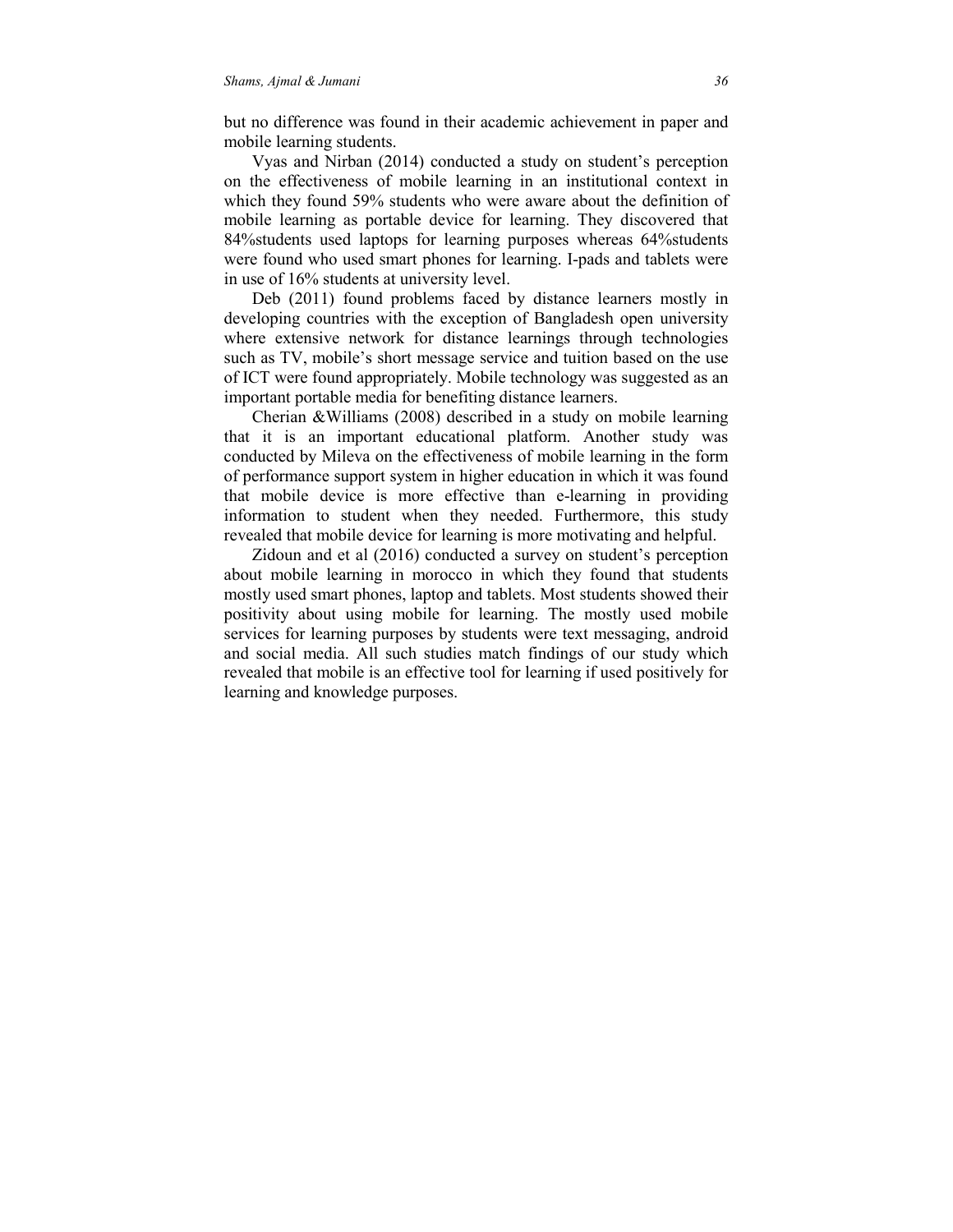but no difference was found in their academic achievement in paper and mobile learning students.

Vyas and Nirban (2014) conducted a study on student's perception on the effectiveness of mobile learning in an institutional context in which they found 59% students who were aware about the definition of mobile learning as portable device for learning. They discovered that 84%students used laptops for learning purposes whereas 64%students were found who used smart phones for learning. I-pads and tablets were in use of 16% students at university level.

Deb (2011) found problems faced by distance learners mostly in developing countries with the exception of Bangladesh open university where extensive network for distance learnings through technologies such as TV, mobile's short message service and tuition based on the use of ICT were found appropriately. Mobile technology was suggested as an important portable media for benefiting distance learners.

Cherian &Williams (2008) described in a study on mobile learning that it is an important educational platform. Another study was conducted by Mileva on the effectiveness of mobile learning in the form of performance support system in higher education in which it was found that mobile device is more effective than e-learning in providing information to student when they needed. Furthermore, this study revealed that mobile device for learning is more motivating and helpful.

Zidoun and et al (2016) conducted a survey on student's perception about mobile learning in morocco in which they found that students mostly used smart phones, laptop and tablets. Most students showed their positivity about using mobile for learning. The mostly used mobile services for learning purposes by students were text messaging, android and social media. All such studies match findings of our study which revealed that mobile is an effective tool for learning if used positively for learning and knowledge purposes.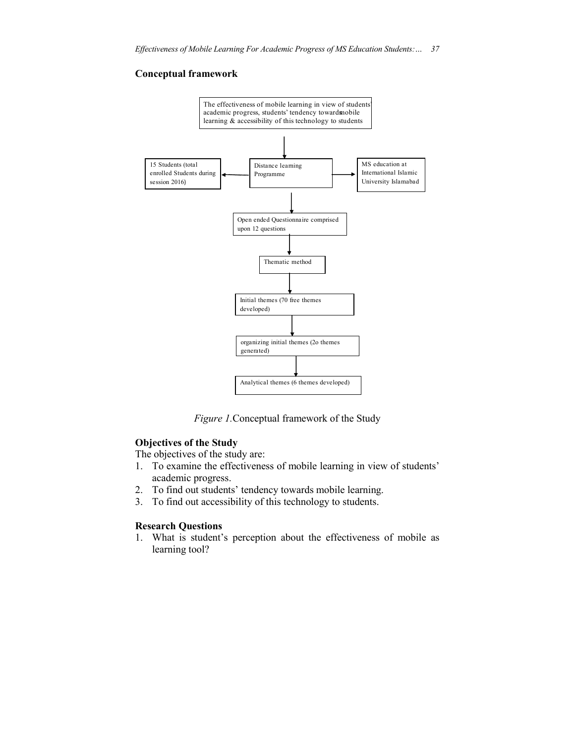## Conceptual framework

The effectiveness of mobile learning in view of students' academic progress, students' tendency towards mobile learning & accessibility of this technology to students

15 Students (total enrolled Students during session 2016)

Distance learning Programme

MS education at International Islamic University Islamabad

Open ended Questionnaire comprised upon 12 questions

Thematic method

Initial themes (70 free themes developed)

organizing initial themes (2o themes generated)

Analytical themes (6 themes developed)

*Figure 1.*Conceptual framework of the Study

## Objectives of the Study

The objectives of the study are:

1. To examine the effectiveness of mobile learning in view of students' academic progress.
2. To find out students' tendency towards mobile learning.
3. To find out accessibility of this technology to students.

## Research Questions

1. What is student's perception about the effectiveness of mobile as learning tool?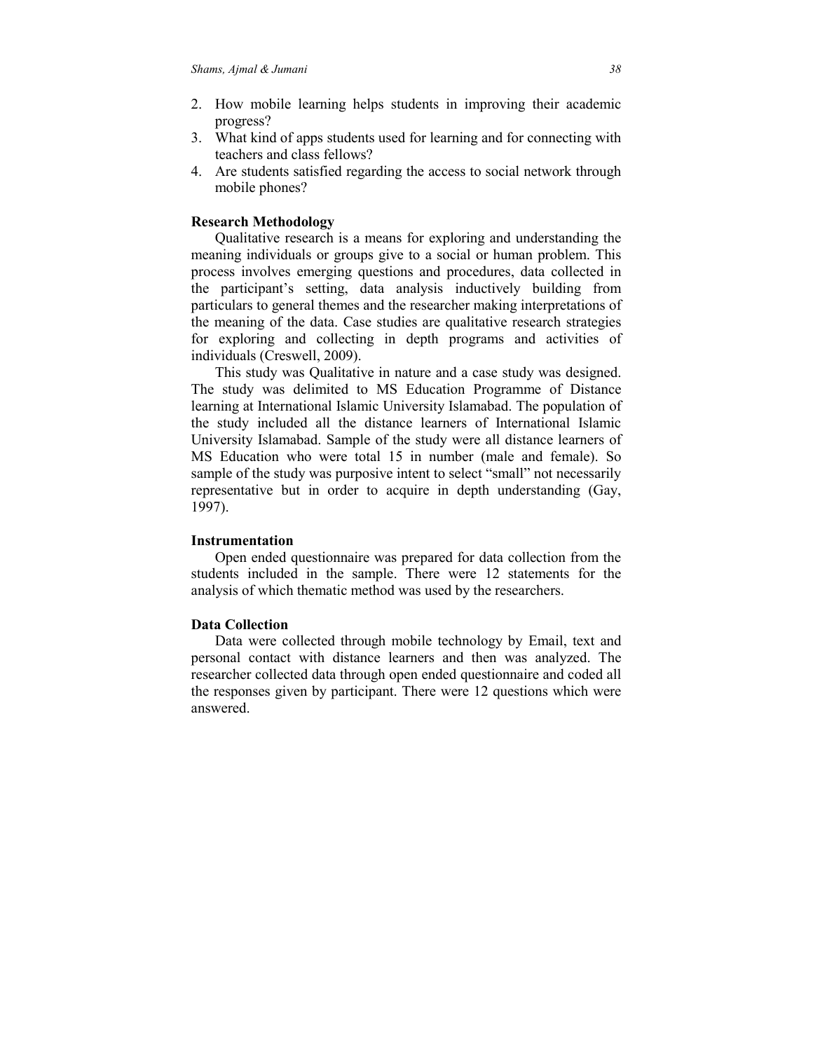2. How mobile learning helps students in improving their academic progress?
3. What kind of apps students used for learning and for connecting with teachers and class fellows?
4. Are students satisfied regarding the access to social network through mobile phones?

**Research Methodology**

Qualitative research is a means for exploring and understanding the meaning individuals or groups give to a social or human problem. This process involves emerging questions and procedures, data collected in the participant's setting, data analysis inductively building from particulars to general themes and the researcher making interpretations of the meaning of the data. Case studies are qualitative research strategies for exploring and collecting in depth programs and activities of individuals (Creswell, 2009).

This study was Qualitative in nature and a case study was designed. The study was delimited to MS Education Programme of Distance learning at International Islamic University Islamabad. The population of the study included all the distance learners of International Islamic University Islamabad. Sample of the study were all distance learners of MS Education who were total 15 in number (male and female). So sample of the study was purposive intent to select "small" not necessarily representative but in order to acquire in depth understanding (Gay, 1997).

**Instrumentation**

Open ended questionnaire was prepared for data collection from the students included in the sample. There were 12 statements for the analysis of which thematic method was used by the researchers.

**Data Collection**

Data were collected through mobile technology by Email, text and personal contact with distance learners and then was analyzed. The researcher collected data through open ended questionnaire and coded all the responses given by participant. There were 12 questions which were answered.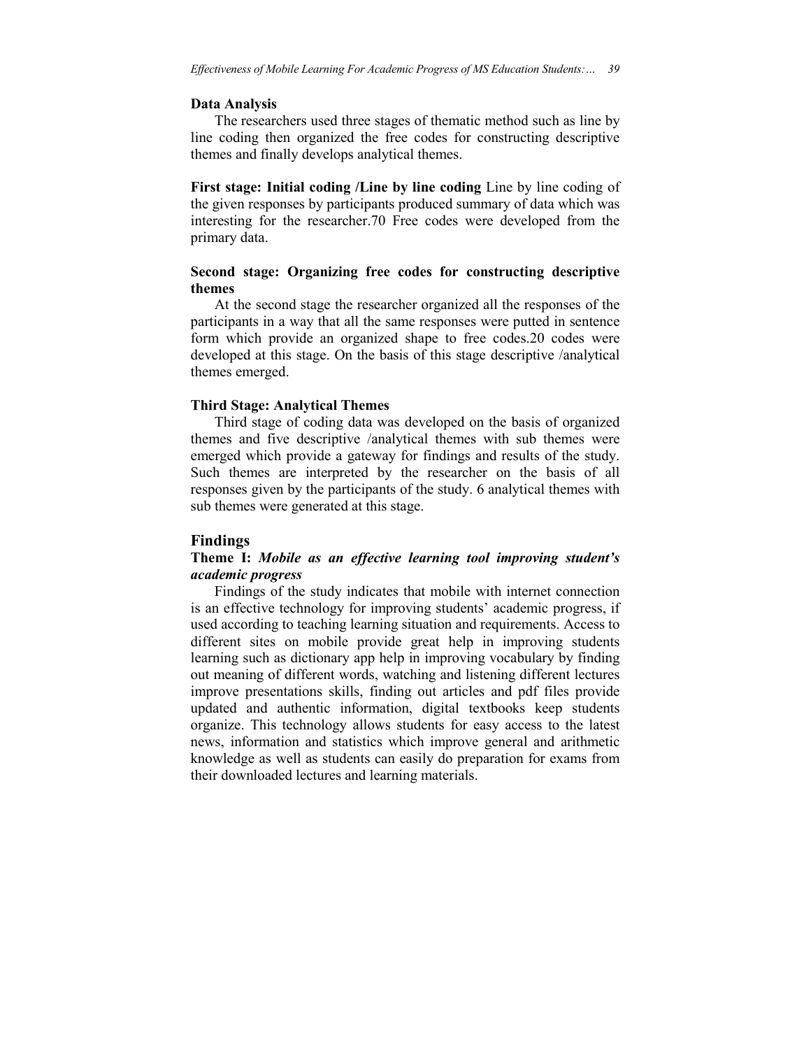### Data Analysis

The researchers used three stages of thematic method such as line by line coding then organized the free codes for constructing descriptive themes and finally develops analytical themes.

**First stage: Initial coding /Line by line coding** Line by line coding of the given responses by participants produced summary of data which was interesting for the researcher.70 Free codes were developed from the primary data.

**Second stage: Organizing free codes for constructing descriptive themes**

At the second stage the researcher organized all the responses of the participants in a way that all the same responses were putted in sentence form which provide an organized shape to free codes.20 codes were developed at this stage. On the basis of this stage descriptive /analytical themes emerged.

**Third Stage: Analytical Themes**

Third stage of coding data was developed on the basis of organized themes and five descriptive /analytical themes with sub themes were emerged which provide a gateway for findings and results of the study. Such themes are interpreted by the researcher on the basis of all responses given by the participants of the study. 6 analytical themes with sub themes were generated at this stage.

## Findings

**Theme I:** ***Mobile as an effective learning tool improving student's academic progress***

Findings of the study indicates that mobile with internet connection is an effective technology for improving students' academic progress, if used according to teaching learning situation and requirements. Access to different sites on mobile provide great help in improving students learning such as dictionary app help in improving vocabulary by finding out meaning of different words, watching and listening different lectures improve presentations skills, finding out articles and pdf files provide updated and authentic information, digital textbooks keep students organize. This technology allows students for easy access to the latest news, information and statistics which improve general and arithmetic knowledge as well as students can easily do preparation for exams from their downloaded lectures and learning materials.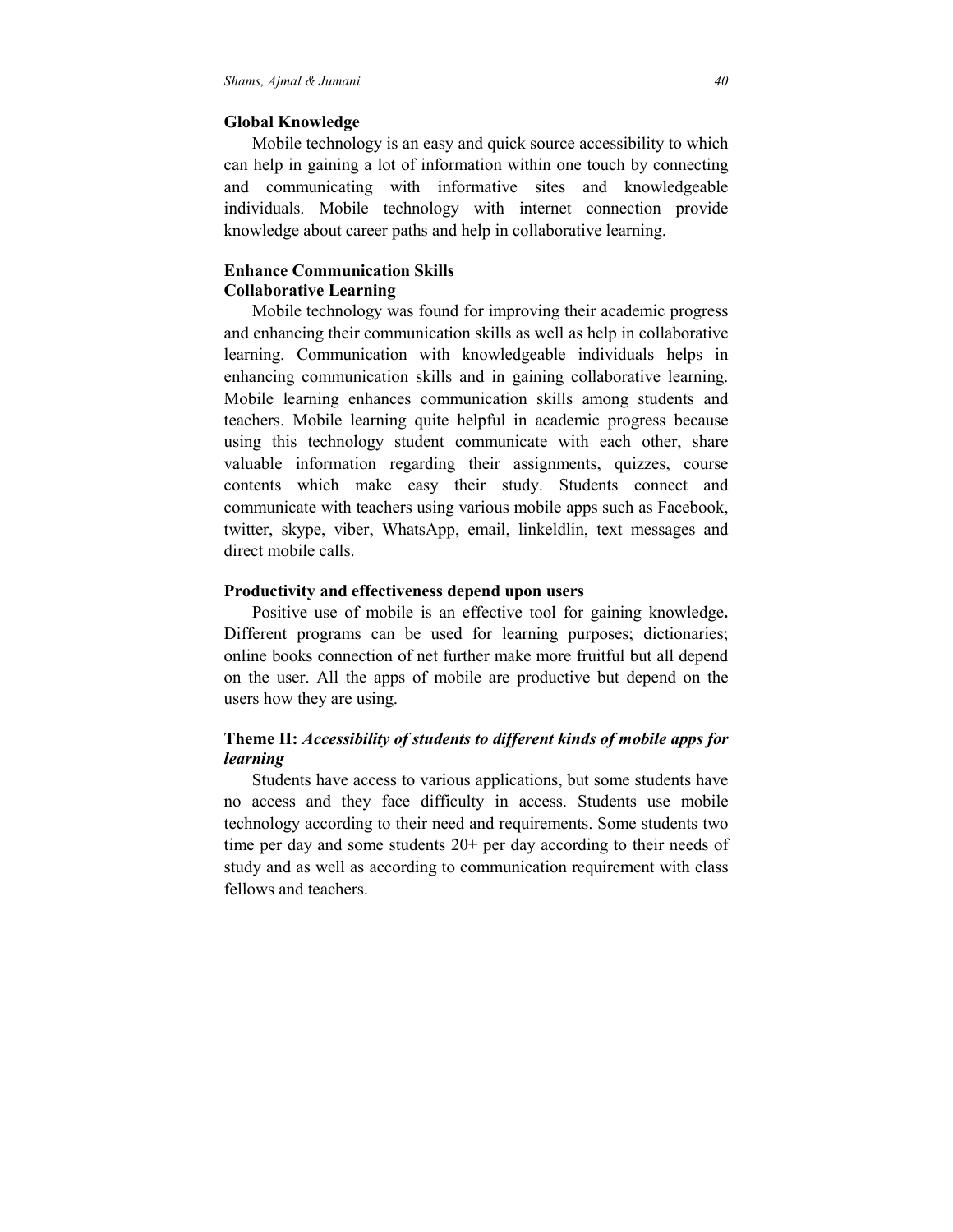**Global Knowledge**

Mobile technology is an easy and quick source accessibility to which can help in gaining a lot of information within one touch by connecting and communicating with informative sites and knowledgeable individuals. Mobile technology with internet connection provide knowledge about career paths and help in collaborative learning.

**Enhance Communication Skills**

**Collaborative Learning**

Mobile technology was found for improving their academic progress and enhancing their communication skills as well as help in collaborative learning. Communication with knowledgeable individuals helps in enhancing communication skills and in gaining collaborative learning. Mobile learning enhances communication skills among students and teachers. Mobile learning quite helpful in academic progress because using this technology student communicate with each other, share valuable information regarding their assignments, quizzes, course contents which make easy their study. Students connect and communicate with teachers using various mobile apps such as Facebook, twitter, skype, viber, WhatsApp, email, linkeldlin, text messages and direct mobile calls.

**Productivity and effectiveness depend upon users**

Positive use of mobile is an effective tool for gaining knowledge**.** Different programs can be used for learning purposes; dictionaries; online books connection of net further make more fruitful but all depend on the user. All the apps of mobile are productive but depend on the users how they are using.

**Theme II:** ***Accessibility of students to different kinds of mobile apps for learning***

Students have access to various applications, but some students have no access and they face difficulty in access. Students use mobile technology according to their need and requirements. Some students two time per day and some students 20+ per day according to their needs of study and as well as according to communication requirement with class fellows and teachers.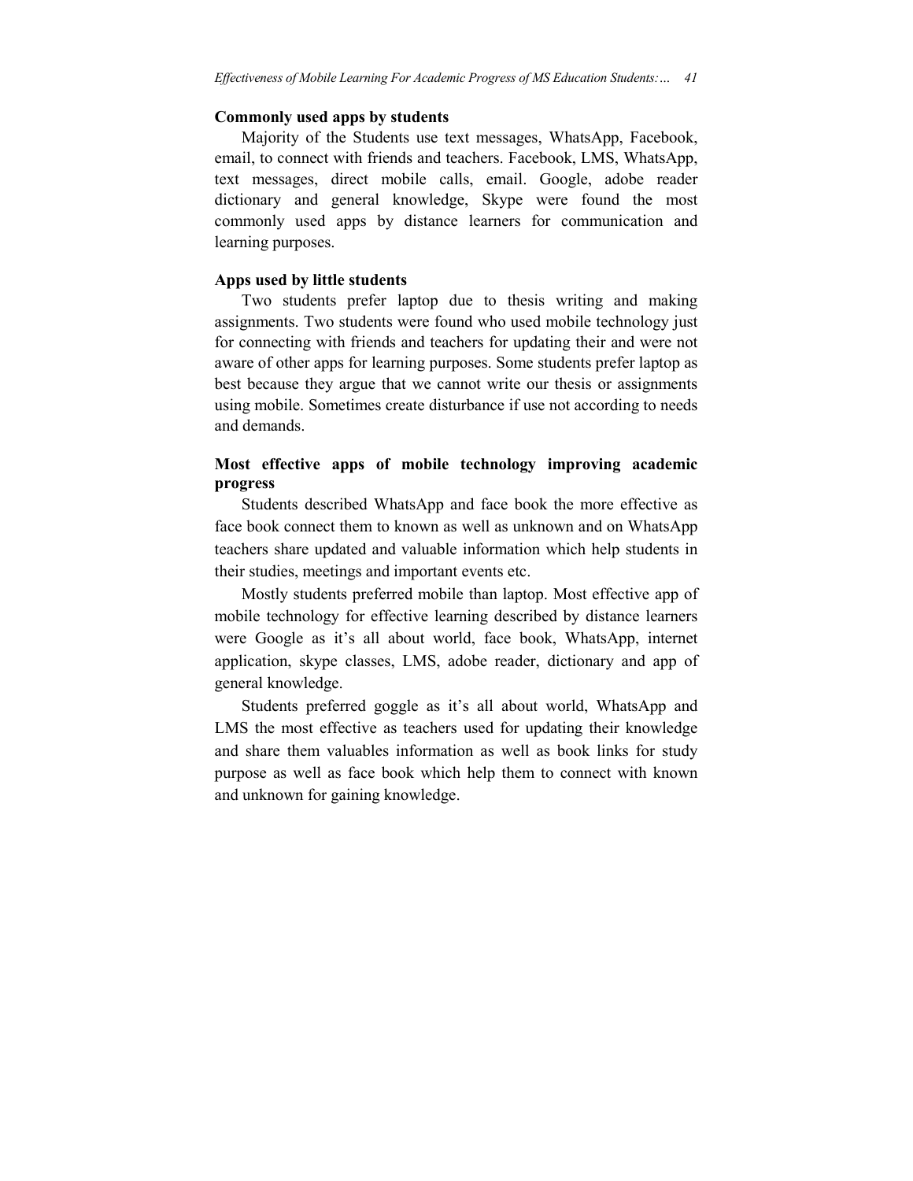**Commonly used apps by students**

Majority of the Students use text messages, WhatsApp, Facebook, email, to connect with friends and teachers. Facebook, LMS, WhatsApp, text messages, direct mobile calls, email. Google, adobe reader dictionary and general knowledge, Skype were found the most commonly used apps by distance learners for communication and learning purposes.

**Apps used by little students**

Two students prefer laptop due to thesis writing and making assignments. Two students were found who used mobile technology just for connecting with friends and teachers for updating their and were not aware of other apps for learning purposes. Some students prefer laptop as best because they argue that we cannot write our thesis or assignments using mobile. Sometimes create disturbance if use not according to needs and demands.

**Most effective apps of mobile technology improving academic progress**

Students described WhatsApp and face book the more effective as face book connect them to known as well as unknown and on WhatsApp teachers share updated and valuable information which help students in their studies, meetings and important events etc.

Mostly students preferred mobile than laptop. Most effective app of mobile technology for effective learning described by distance learners were Google as it's all about world, face book, WhatsApp, internet application, skype classes, LMS, adobe reader, dictionary and app of general knowledge.

Students preferred goggle as it's all about world, WhatsApp and LMS the most effective as teachers used for updating their knowledge and share them valuables information as well as book links for study purpose as well as face book which help them to connect with known and unknown for gaining knowledge.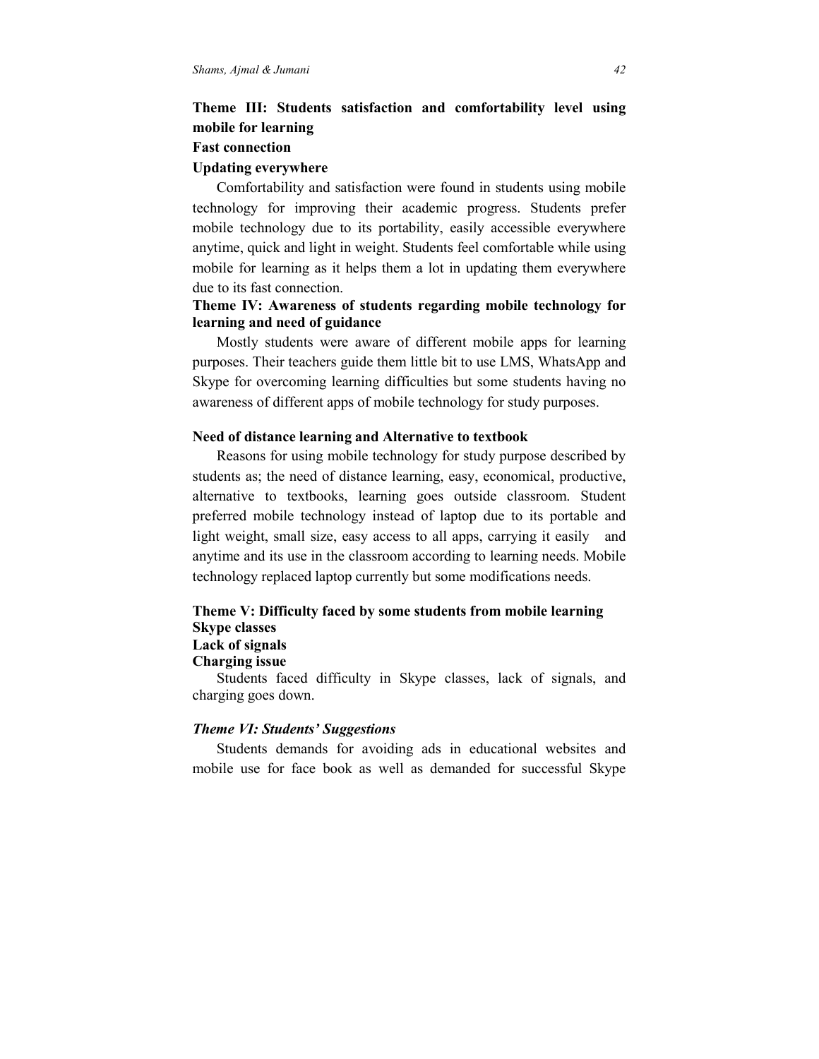**Theme III: Students satisfaction and comfortability level using mobile for learning**

**Fast connection**

**Updating everywhere**

Comfortability and satisfaction were found in students using mobile technology for improving their academic progress. Students prefer mobile technology due to its portability, easily accessible everywhere anytime, quick and light in weight. Students feel comfortable while using mobile for learning as it helps them a lot in updating them everywhere due to its fast connection.

**Theme IV: Awareness of students regarding mobile technology for learning and need of guidance**

Mostly students were aware of different mobile apps for learning purposes. Their teachers guide them little bit to use LMS, WhatsApp and Skype for overcoming learning difficulties but some students having no awareness of different apps of mobile technology for study purposes.

**Need of distance learning and Alternative to textbook**

Reasons for using mobile technology for study purpose described by students as; the need of distance learning, easy, economical, productive, alternative to textbooks, learning goes outside classroom. Student preferred mobile technology instead of laptop due to its portable and light weight, small size, easy access to all apps, carrying it easily and anytime and its use in the classroom according to learning needs. Mobile technology replaced laptop currently but some modifications needs.

**Theme V: Difficulty faced by some students from mobile learning**

**Skype classes**

**Lack of signals**

**Charging issue**

Students faced difficulty in Skype classes, lack of signals, and charging goes down.

***Theme VI: Students' Suggestions***

Students demands for avoiding ads in educational websites and mobile use for face book as well as demanded for successful Skype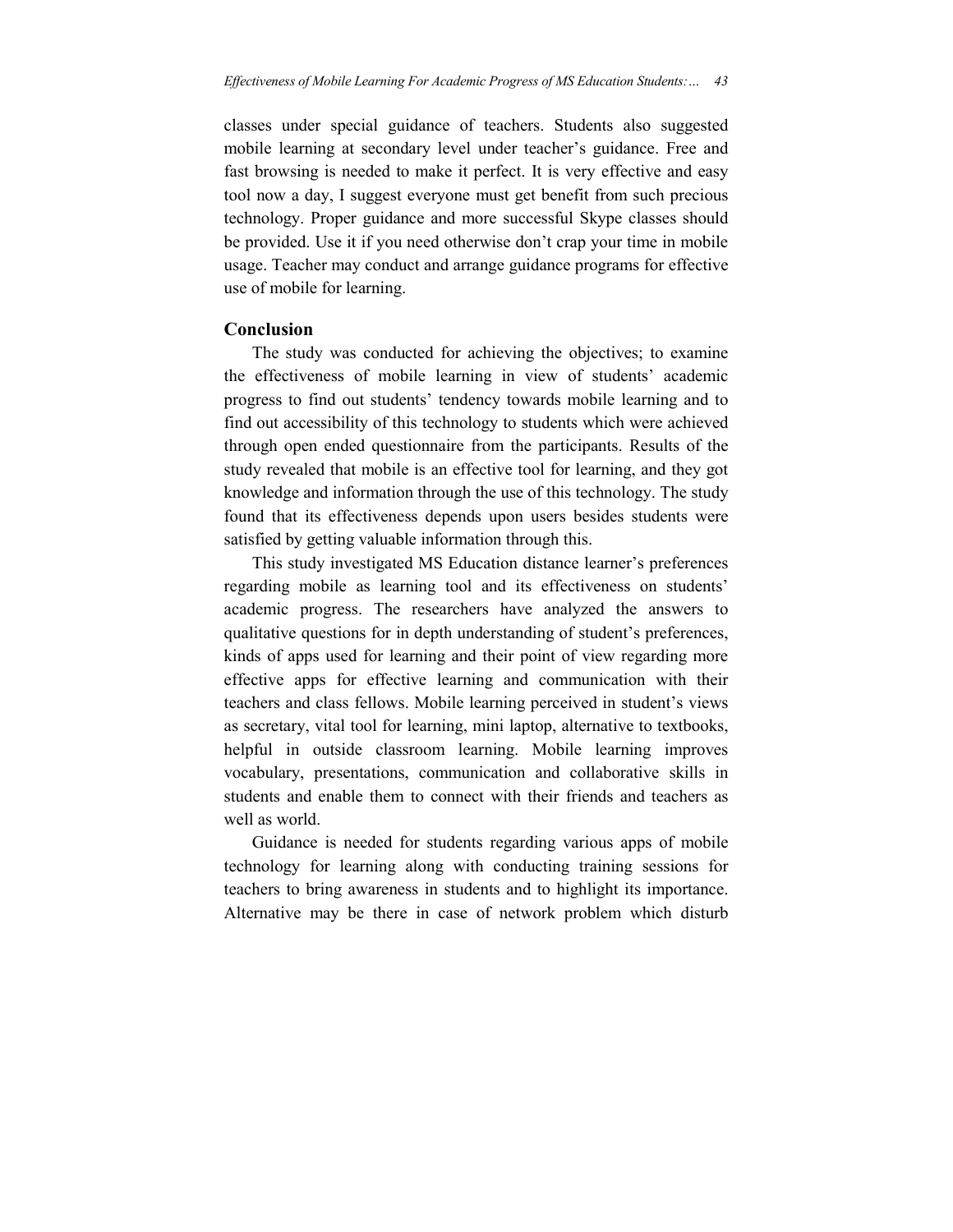classes under special guidance of teachers. Students also suggested mobile learning at secondary level under teacher's guidance. Free and fast browsing is needed to make it perfect. It is very effective and easy tool now a day, I suggest everyone must get benefit from such precious technology. Proper guidance and more successful Skype classes should be provided. Use it if you need otherwise don't crap your time in mobile usage. Teacher may conduct and arrange guidance programs for effective use of mobile for learning.

## Conclusion

The study was conducted for achieving the objectives; to examine the effectiveness of mobile learning in view of students' academic progress to find out students' tendency towards mobile learning and to find out accessibility of this technology to students which were achieved through open ended questionnaire from the participants. Results of the study revealed that mobile is an effective tool for learning, and they got knowledge and information through the use of this technology. The study found that its effectiveness depends upon users besides students were satisfied by getting valuable information through this.

This study investigated MS Education distance learner's preferences regarding mobile as learning tool and its effectiveness on students' academic progress. The researchers have analyzed the answers to qualitative questions for in depth understanding of student's preferences, kinds of apps used for learning and their point of view regarding more effective apps for effective learning and communication with their teachers and class fellows. Mobile learning perceived in student's views as secretary, vital tool for learning, mini laptop, alternative to textbooks, helpful in outside classroom learning. Mobile learning improves vocabulary, presentations, communication and collaborative skills in students and enable them to connect with their friends and teachers as well as world.

Guidance is needed for students regarding various apps of mobile technology for learning along with conducting training sessions for teachers to bring awareness in students and to highlight its importance. Alternative may be there in case of network problem which disturb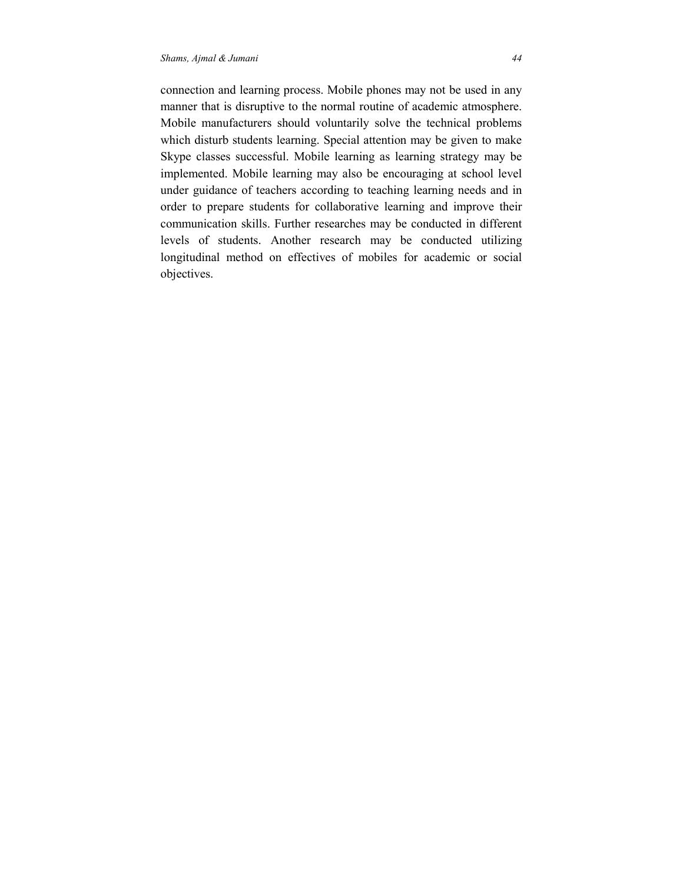connection and learning process. Mobile phones may not be used in any manner that is disruptive to the normal routine of academic atmosphere. Mobile manufacturers should voluntarily solve the technical problems which disturb students learning. Special attention may be given to make Skype classes successful. Mobile learning as learning strategy may be implemented. Mobile learning may also be encouraging at school level under guidance of teachers according to teaching learning needs and in order to prepare students for collaborative learning and improve their communication skills. Further researches may be conducted in different levels of students. Another research may be conducted utilizing longitudinal method on effectives of mobiles for academic or social objectives.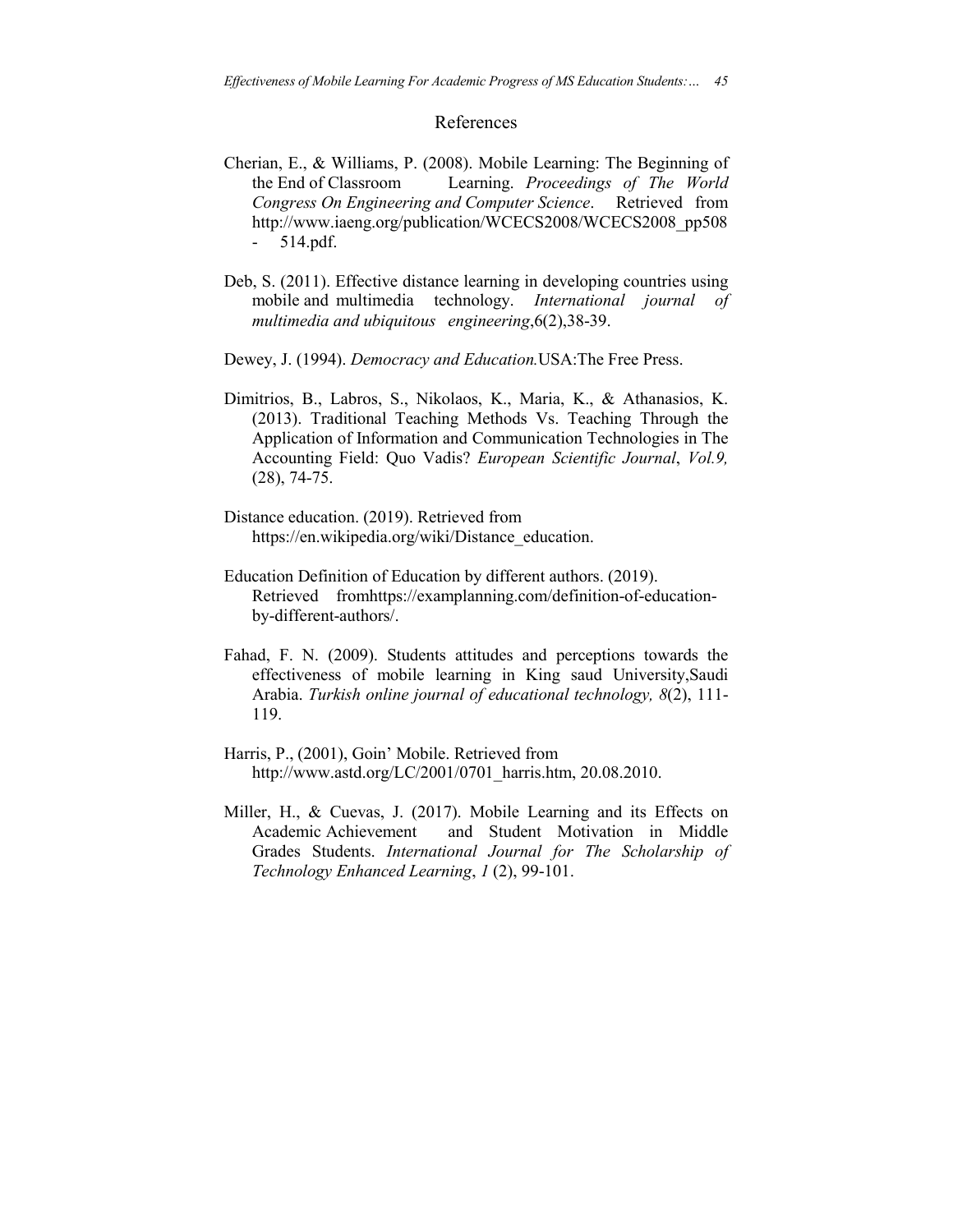## References

Cherian, E., & Williams, P. (2008). Mobile Learning: The Beginning of the End of Classroom Learning. *Proceedings of The World Congress On Engineering and Computer Science*. Retrieved from http://www.iaeng.org/publication/WCECS2008/WCECS2008_pp508 - 514.pdf.

Deb, S. (2011). Effective distance learning in developing countries using mobile and multimedia technology. *International journal of multimedia and ubiquitous engineering*,6(2),38-39.

Dewey, J. (1994). *Democracy and Education.*USA:The Free Press.

Dimitrios, B., Labros, S., Nikolaos, K., Maria, K., & Athanasios, K. (2013). Traditional Teaching Methods Vs. Teaching Through the Application of Information and Communication Technologies in The Accounting Field: Quo Vadis? *European Scientific Journal*, *Vol.9,* (28), 74-75.

Distance education. (2019). Retrieved from https://en.wikipedia.org/wiki/Distance_education.

Education Definition of Education by different authors. (2019). Retrieved fromhttps://examplanning.com/definition-of-education-by-different-authors/.

Fahad, F. N. (2009). Students attitudes and perceptions towards the effectiveness of mobile learning in King saud University,Saudi Arabia. *Turkish online journal of educational technology, 8*(2), 111-119.

Harris, P., (2001), Goin' Mobile. Retrieved from http://www.astd.org/LC/2001/0701_harris.htm, 20.08.2010.

Miller, H., & Cuevas, J. (2017). Mobile Learning and its Effects on Academic Achievement and Student Motivation in Middle Grades Students. *International Journal for The Scholarship of Technology Enhanced Learning*, *1* (2), 99-101.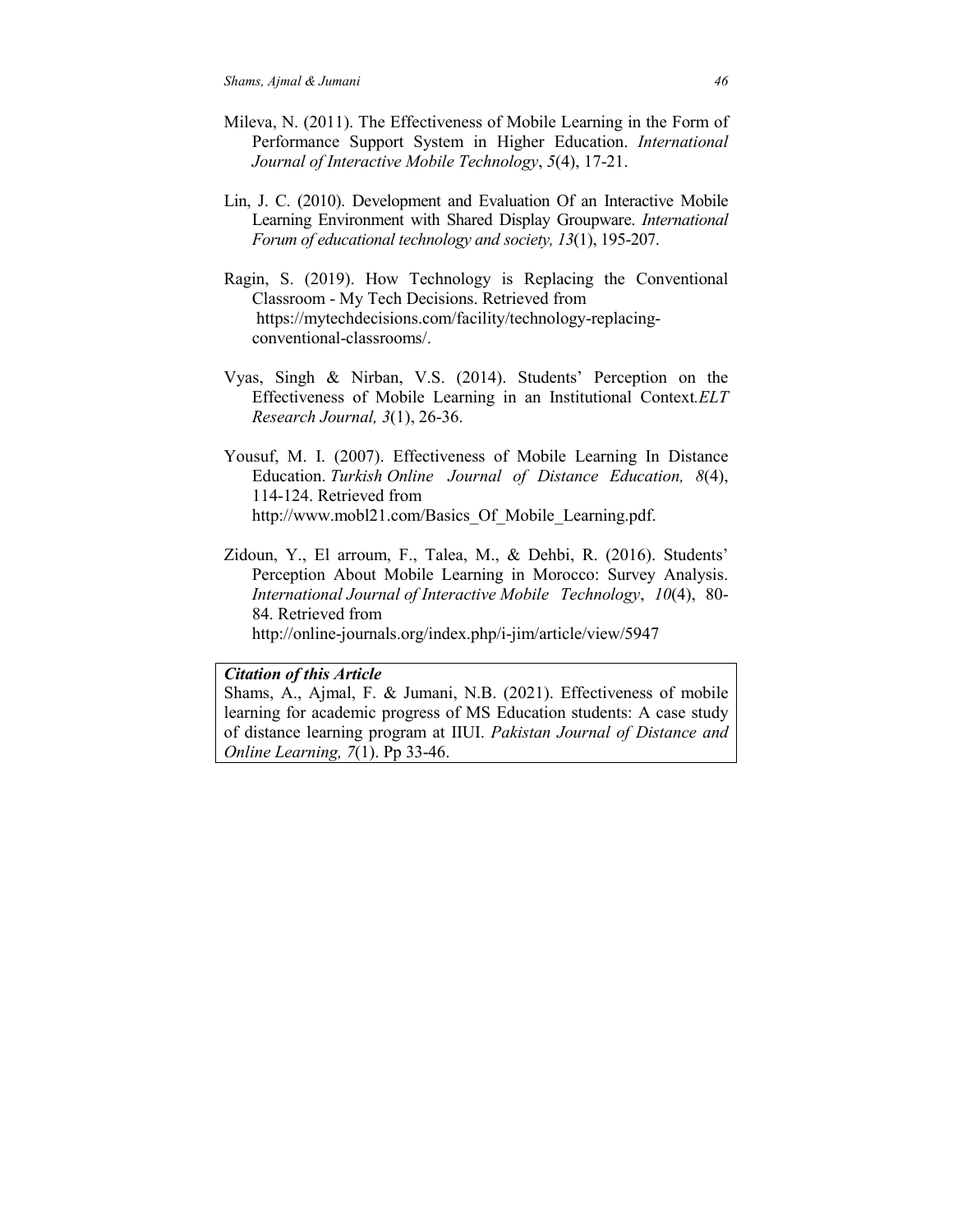Mileva, N. (2011). The Effectiveness of Mobile Learning in the Form of Performance Support System in Higher Education. *International Journal of Interactive Mobile Technology*, *5*(4), 17-21.

Lin, J. C. (2010). Development and Evaluation Of an Interactive Mobile Learning Environment with Shared Display Groupware. *International Forum of educational technology and society, 13*(1), 195-207.

Ragin, S. (2019). How Technology is Replacing the Conventional Classroom - My Tech Decisions. Retrieved from https://mytechdecisions.com/facility/technology-replacing-conventional-classrooms/.

Vyas, Singh & Nirban, V.S. (2014). Students' Perception on the Effectiveness of Mobile Learning in an Institutional Context.*ELT Research Journal, 3*(1), 26-36.

Yousuf, M. I. (2007). Effectiveness of Mobile Learning In Distance Education. *Turkish Online Journal of Distance Education, 8*(4), 114-124. Retrieved from http://www.mobl21.com/Basics_Of_Mobile_Learning.pdf.

Zidoun, Y., El arroum, F., Talea, M., & Dehbi, R. (2016). Students' Perception About Mobile Learning in Morocco: Survey Analysis. *International Journal of Interactive Mobile Technology*, *10*(4), 80-84. Retrieved from http://online-journals.org/index.php/i-jim/article/view/5947

***Citation of this Article***

Shams, A., Ajmal, F. & Jumani, N.B. (2021). Effectiveness of mobile learning for academic progress of MS Education students: A case study of distance learning program at IIUI. *Pakistan Journal of Distance and Online Learning, 7*(1). Pp 33-46.